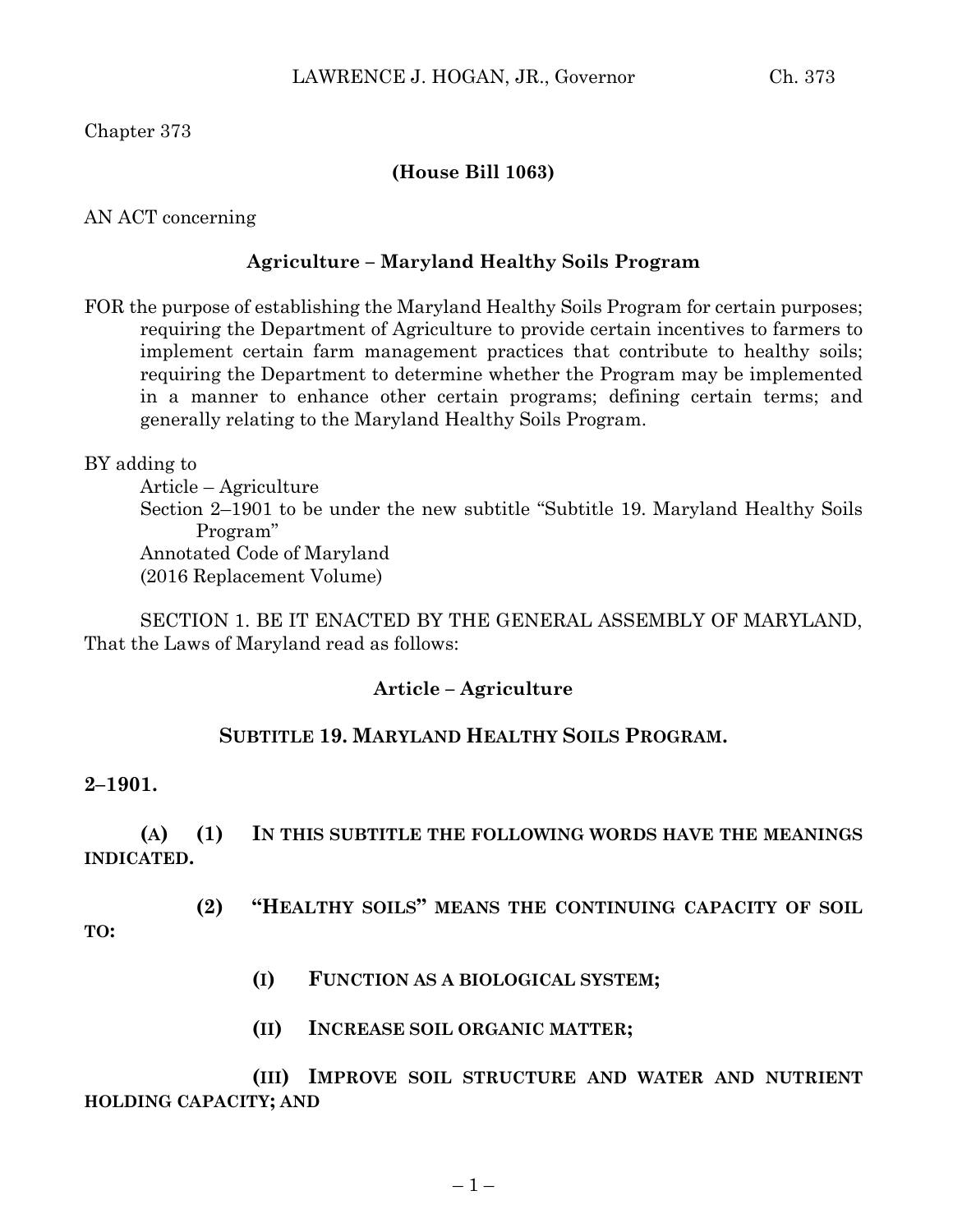Chapter 373

**(House Bill 1063)**

AN ACT concerning

**Agriculture – Maryland Healthy Soils Program**

FOR the purpose of establishing the Maryland Healthy Soils Program for certain purposes; requiring the Department of Agriculture to provide certain incentives to farmers to implement certain farm management practices that contribute to healthy soils; requiring the Department to determine whether the Program may be implemented in a manner to enhance other certain programs; defining certain terms; and generally relating to the Maryland Healthy Soils Program.

BY adding to
Article – Agriculture
Section 2–1901 to be under the new subtitle "Subtitle 19. Maryland Healthy Soils Program"
Annotated Code of Maryland
(2016 Replacement Volume)

SECTION 1. BE IT ENACTED BY THE GENERAL ASSEMBLY OF MARYLAND, That the Laws of Maryland read as follows:

**Article – Agriculture**

**SUBTITLE 19. MARYLAND HEALTHY SOILS PROGRAM.**

**2–1901.**

**(A) (1) IN THIS SUBTITLE THE FOLLOWING WORDS HAVE THE MEANINGS INDICATED.**

**(2) "HEALTHY SOILS" MEANS THE CONTINUING CAPACITY OF SOIL TO:**

**(I) FUNCTION AS A BIOLOGICAL SYSTEM;**

**(II) INCREASE SOIL ORGANIC MATTER;**

**(III) IMPROVE SOIL STRUCTURE AND WATER AND NUTRIENT HOLDING CAPACITY; AND**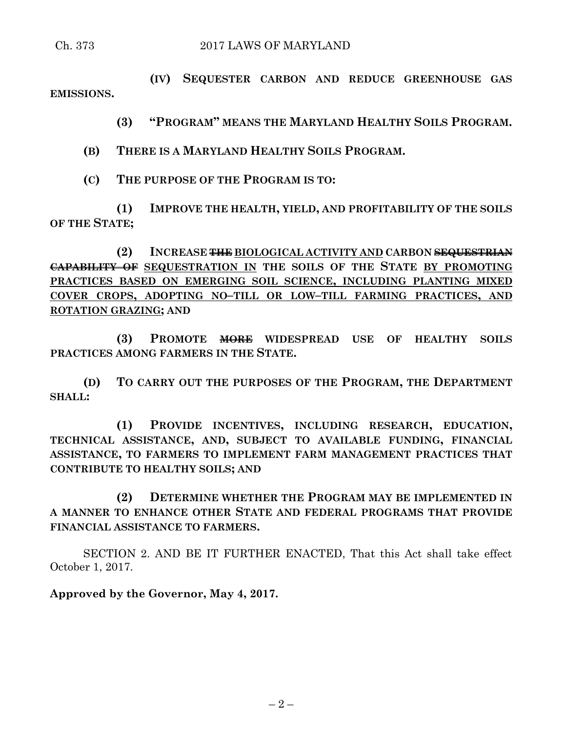**(IV) SEQUESTER CARBON AND REDUCE GREENHOUSE GAS EMISSIONS.**

**(3) "PROGRAM" MEANS THE MARYLAND HEALTHY SOILS PROGRAM.**

**(B) THERE IS A MARYLAND HEALTHY SOILS PROGRAM.**

**(C) THE PURPOSE OF THE PROGRAM IS TO:**

**(1) IMPROVE THE HEALTH, YIELD, AND PROFITABILITY OF THE SOILS OF THE STATE;**

**(2) INCREASE ~~THE~~ <u>BIOLOGICAL ACTIVITY AND</u> CARBON ~~SEQUESTRIAN CAPABILITY OF~~ <u>SEQUESTRATION IN</u> THE SOILS OF THE STATE <u>BY PROMOTING PRACTICES BASED ON EMERGING SOIL SCIENCE, INCLUDING PLANTING MIXED COVER CROPS, ADOPTING NO–TILL OR LOW–TILL FARMING PRACTICES, AND ROTATION GRAZING</u>; AND**

**(3) PROMOTE ~~MORE~~ WIDESPREAD USE OF HEALTHY SOILS PRACTICES AMONG FARMERS IN THE STATE.**

**(D) TO CARRY OUT THE PURPOSES OF THE PROGRAM, THE DEPARTMENT SHALL:**

**(1) PROVIDE INCENTIVES, INCLUDING RESEARCH, EDUCATION, TECHNICAL ASSISTANCE, AND, SUBJECT TO AVAILABLE FUNDING, FINANCIAL ASSISTANCE, TO FARMERS TO IMPLEMENT FARM MANAGEMENT PRACTICES THAT CONTRIBUTE TO HEALTHY SOILS; AND**

**(2) DETERMINE WHETHER THE PROGRAM MAY BE IMPLEMENTED IN A MANNER TO ENHANCE OTHER STATE AND FEDERAL PROGRAMS THAT PROVIDE FINANCIAL ASSISTANCE TO FARMERS.**

SECTION 2. AND BE IT FURTHER ENACTED, That this Act shall take effect October 1, 2017.

**Approved by the Governor, May 4, 2017.**